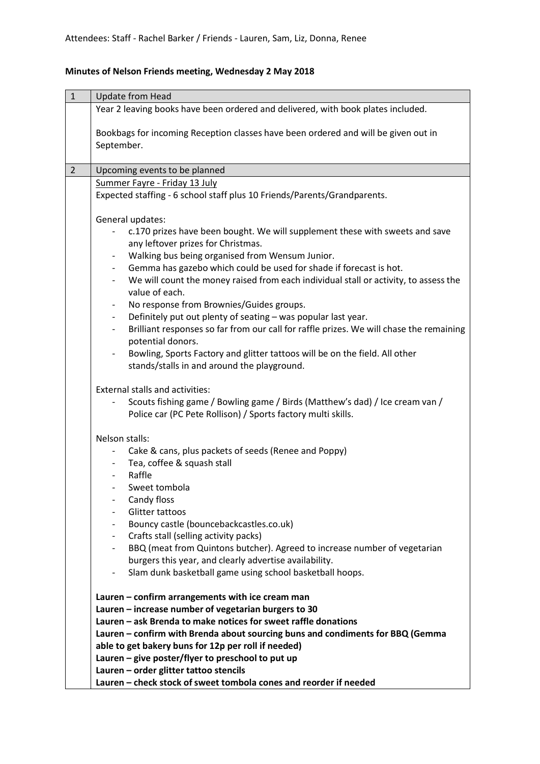Attendees: Staff - Rachel Barker / Friends - Lauren, Sam, Liz, Donna, Renee

**Minutes of Nelson Friends meeting, Wednesday 2 May 2018**

| 1 | Update from Head |
|---|---|
| | Year 2 leaving books have been ordered and delivered, with book plates included.<br><br>Bookbags for incoming Reception classes have been ordered and will be given out in September. |
| 2 | Upcoming events to be planned |
| | <u>Summer Fayre - Friday 13 July</u><br>Expected staffing - 6 school staff plus 10 Friends/Parents/Grandparents.<br><br>General updates:<br>- c.170 prizes have been bought. We will supplement these with sweets and save any leftover prizes for Christmas.<br>- Walking bus being organised from Wensum Junior.<br>- Gemma has gazebo which could be used for shade if forecast is hot.<br>- We will count the money raised from each individual stall or activity, to assess the value of each.<br>- No response from Brownies/Guides groups.<br>- Definitely put out plenty of seating – was popular last year.<br>- Brilliant responses so far from our call for raffle prizes. We will chase the remaining potential donors.<br>- Bowling, Sports Factory and glitter tattoos will be on the field. All other stands/stalls in and around the playground.<br><br>External stalls and activities:<br>- Scouts fishing game / Bowling game / Birds (Matthew's dad) / Ice cream van / Police car (PC Pete Rollison) / Sports factory multi skills.<br><br>Nelson stalls:<br>- Cake & cans, plus packets of seeds (Renee and Poppy)<br>- Tea, coffee & squash stall<br>- Raffle<br>- Sweet tombola<br>- Candy floss<br>- Glitter tattoos<br>- Bouncy castle (bouncebackcastles.co.uk)<br>- Crafts stall (selling activity packs)<br>- BBQ (meat from Quintons butcher). Agreed to increase number of vegetarian burgers this year, and clearly advertise availability.<br>- Slam dunk basketball game using school basketball hoops.<br><br>**Lauren – confirm arrangements with ice cream man**<br>**Lauren – increase number of vegetarian burgers to 30**<br>**Lauren – ask Brenda to make notices for sweet raffle donations**<br>**Lauren – confirm with Brenda about sourcing buns and condiments for BBQ (Gemma able to get bakery buns for 12p per roll if needed)**<br>**Lauren – give poster/flyer to preschool to put up**<br>**Lauren – order glitter tattoo stencils**<br>**Lauren – check stock of sweet tombola cones and reorder if needed** |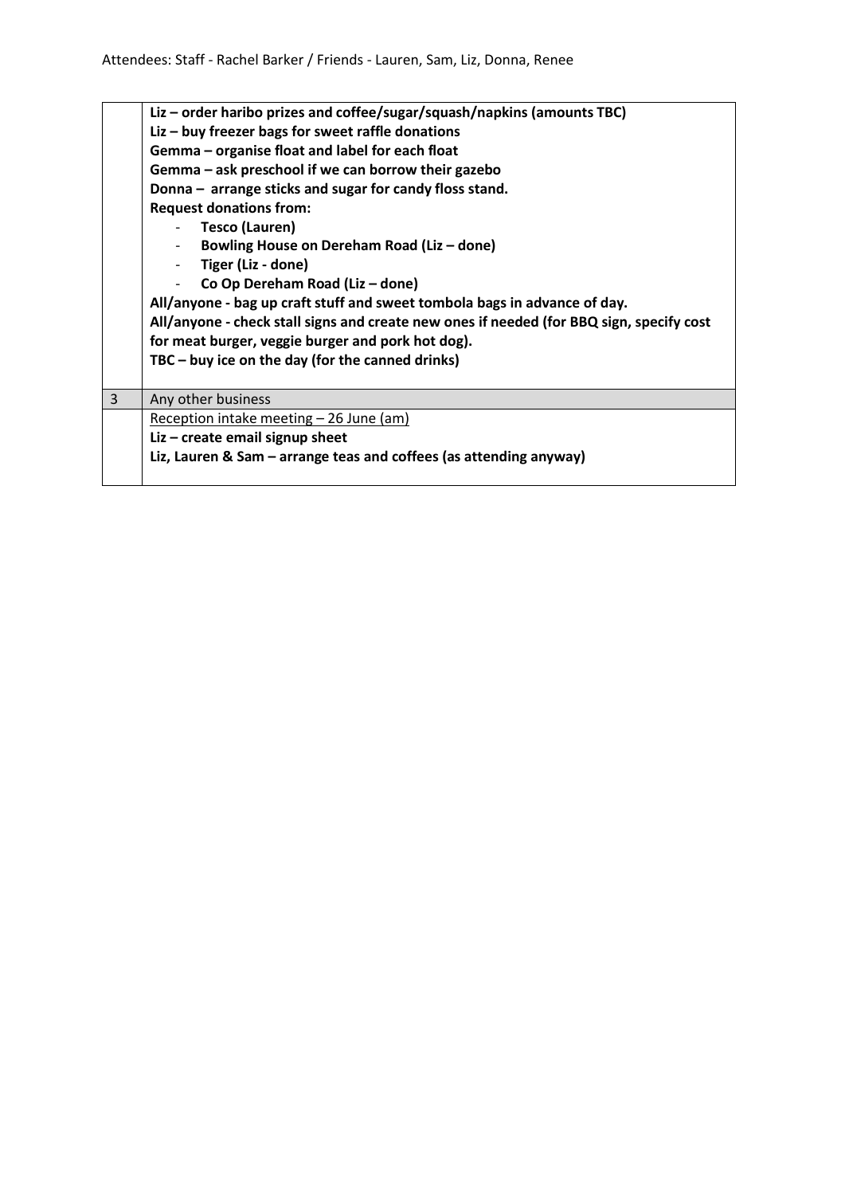Attendees: Staff - Rachel Barker / Friends - Lauren, Sam, Liz, Donna, Renee

| | |
|---|---|
| | **Liz – order haribo prizes and coffee/sugar/squash/napkins (amounts TBC)**<br>**Liz – buy freezer bags for sweet raffle donations**<br>**Gemma – organise float and label for each float**<br>**Gemma – ask preschool if we can borrow their gazebo**<br>**Donna – arrange sticks and sugar for candy floss stand.**<br>**Request donations from:**<br>- **Tesco (Lauren)**<br>- **Bowling House on Dereham Road (Liz – done)**<br>- **Tiger (Liz - done)**<br>- **Co Op Dereham Road (Liz – done)**<br>**All/anyone - bag up craft stuff and sweet tombola bags in advance of day.**<br>**All/anyone - check stall signs and create new ones if needed (for BBQ sign, specify cost for meat burger, veggie burger and pork hot dog).**<br>**TBC – buy ice on the day (for the canned drinks)** |
| 3 | Any other business |
| | Reception intake meeting – 26 June (am)<br>**Liz – create email signup sheet**<br>**Liz, Lauren & Sam – arrange teas and coffees (as attending anyway)** |